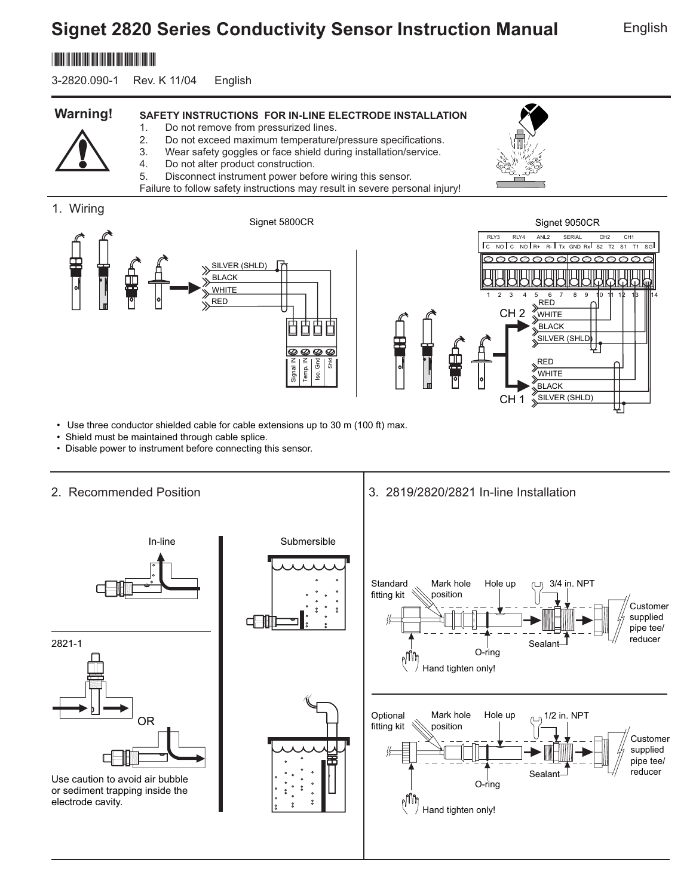# Signet 2820 Series Conductivity Sensor Instruction Manual

English

3-2820.090-1 Rev. K 11/04 English

**Warning!**

**SAFETY INSTRUCTIONS FOR IN-LINE ELECTRODE INSTALLATION**

1. Do not remove from pressurized lines.
2. Do not exceed maximum temperature/pressure specifications.
3. Wear safety goggles or face shield during installation/service.
4. Do not alter product construction.
5. Disconnect instrument power before wiring this sensor.

Failure to follow safety instructions may result in severe personal injury!

## 1. Wiring

Signet 5800CR

SILVER (SHLD)
BLACK
WHITE
RED

Signal IN | Temp. IN | Iso. Gnd | Shld

Signet 9050CR

RLY3: C NO | RLY4: C NO | ANL2: R+ R- | SERIAL: Tx GND Rx | CH2: S2 T2 | CH1: S1 T1 SG

1 2 3 4 5 6 7 8 9 10 11 12 13 14

CH 2: RED, WHITE, BLACK, SILVER (SHLD)

CH 1: RED, WHITE, BLACK, SILVER (SHLD)

- Use three conductor shielded cable for cable extensions up to 30 m (100 ft) max.
- Shield must be maintained through cable splice.
- Disable power to instrument before connecting this sensor.

## 2. Recommended Position

In-line

Submersible

2821-1

OR

Use caution to avoid air bubble or sediment trapping inside the electrode cavity.

## 3. 2819/2820/2821 In-line Installation

Standard fitting kit — Mark hole position — Hole up — 3/4 in. NPT — Customer supplied pipe tee/reducer — O-ring — Sealant — Hand tighten only!

Optional fitting kit — Mark hole position — Hole up — 1/2 in. NPT — Customer supplied pipe tee/reducer — O-ring — Sealant — Hand tighten only!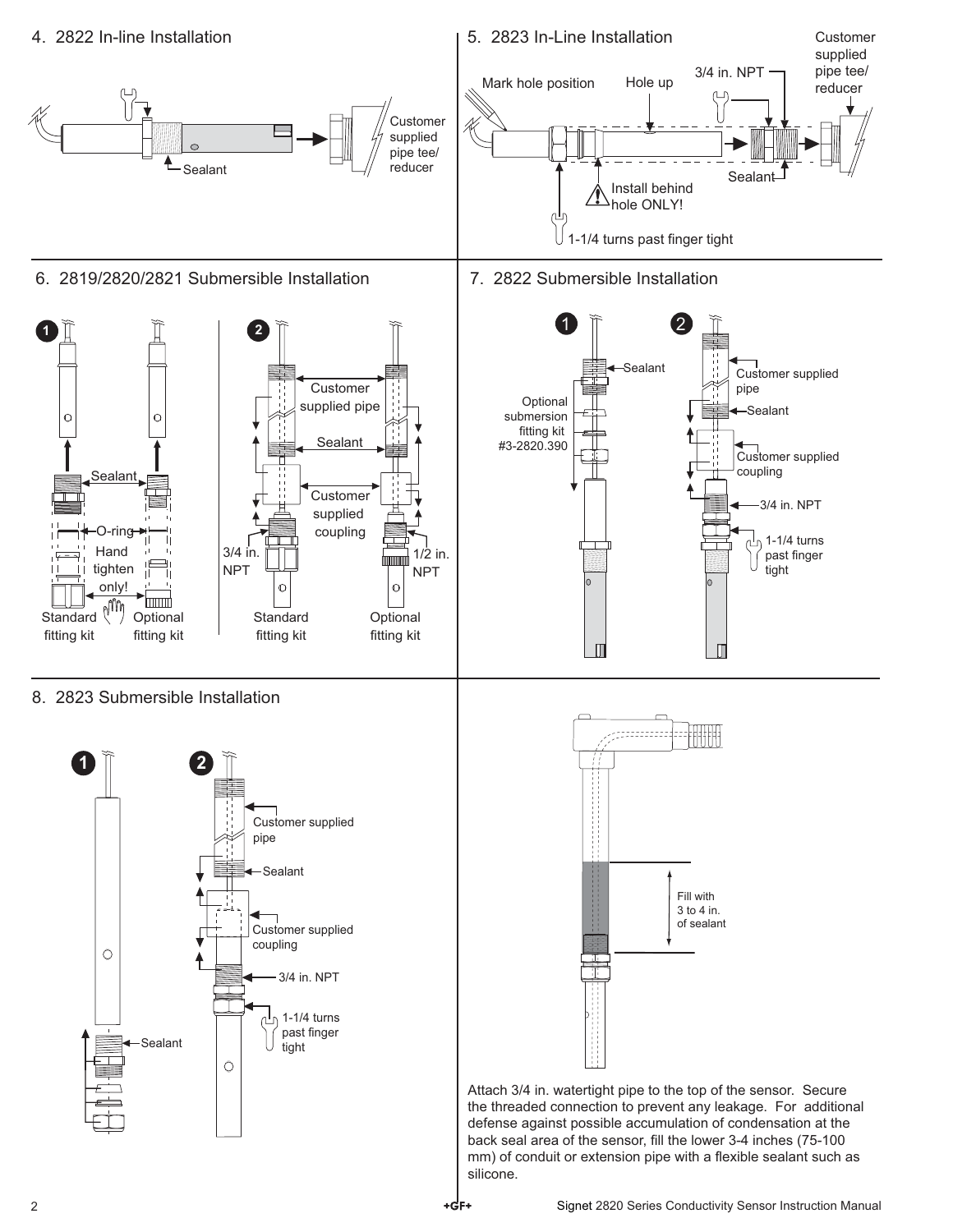## 4. 2822 In-line Installation

Sealant

Customer supplied pipe tee/ reducer

## 5. 2823 In-Line Installation

Mark hole position

Hole up

3/4 in. NPT

Customer supplied pipe tee/ reducer

Sealant

Install behind hole ONLY!

1-1/4 turns past finger tight

## 6. 2819/2820/2821 Submersible Installation

**1**

Sealant

O-ring

Hand tighten only!

Standard fitting kit

Optional fitting kit

**2**

Customer supplied pipe

Sealant

Customer supplied coupling

3/4 in. NPT

1/2 in. NPT

Standard fitting kit

Optional fitting kit

## 7. 2822 Submersible Installation

**1**

Sealant

Optional submersion fitting kit #3-2820.390

**2**

Customer supplied pipe

Sealant

Customer supplied coupling

3/4 in. NPT

1-1/4 turns past finger tight

## 8. 2823 Submersible Installation

**1**

Sealant

**2**

Customer supplied pipe

Sealant

Customer supplied coupling

3/4 in. NPT

1-1/4 turns past finger tight

Fill with 3 to 4 in. of sealant

Attach 3/4 in. watertight pipe to the top of the sensor. Secure the threaded connection to prevent any leakage. For additional defense against possible accumulation of condensation at the back seal area of the sensor, fill the lower 3-4 inches (75-100 mm) of conduit or extension pipe with a flexible sealant such as silicone.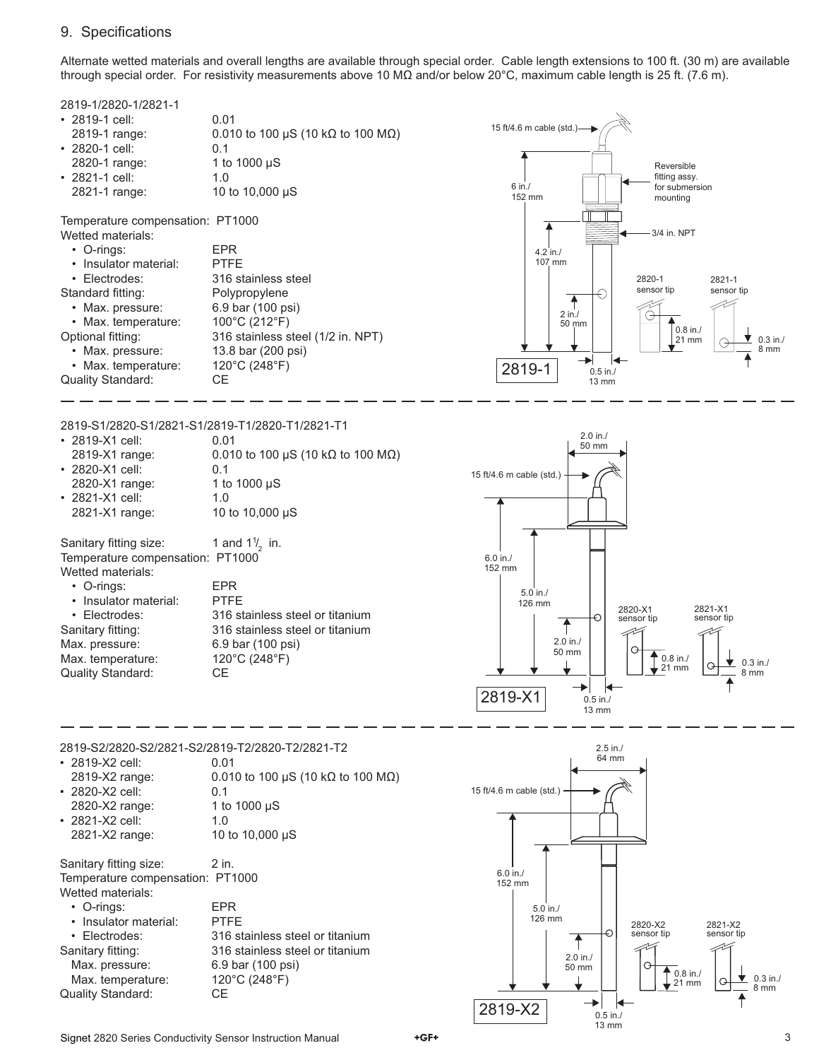## 9. Specifications

Alternate wetted materials and overall lengths are available through special order. Cable length extensions to 100 ft. (30 m) are available through special order. For resistivity measurements above 10 MΩ and/or below 20°C, maximum cable length is 25 ft. (7.6 m).

### 2819-1/2820-1/2821-1

- 2819-1 cell: 0.01
  2819-1 range: 0.010 to 100 µS (10 kΩ to 100 MΩ)
- 2820-1 cell: 0.1
  2820-1 range: 1 to 1000 µS
- 2821-1 cell: 1.0
  2821-1 range: 10 to 10,000 µS

Temperature compensation: PT1000

Wetted materials:
- O-rings: EPR
- Insulator material: PTFE
- Electrodes: 316 stainless steel

Standard fitting: Polypropylene
- Max. pressure: 6.9 bar (100 psi)
- Max. temperature: 100°C (212°F)

Optional fitting: 316 stainless steel (1/2 in. NPT)
- Max. pressure: 13.8 bar (200 psi)
- Max. temperature: 120°C (248°F)

Quality Standard: CE

15 ft/4.6 m cable (std.)
Reversible fitting assy. for submersion mounting
3/4 in. NPT
6 in./ 152 mm
4.2 in./ 107 mm
2 in./ 50 mm
0.5 in./ 13 mm
2820-1 sensor tip
0.8 in./ 21 mm
2821-1 sensor tip
0.3 in./ 8 mm
2819-1

### 2819-S1/2820-S1/2821-S1/2819-T1/2820-T1/2821-T1

- 2819-X1 cell: 0.01
  2819-X1 range: 0.010 to 100 µS (10 kΩ to 100 MΩ)
- 2820-X1 cell: 0.1
  2820-X1 range: 1 to 1000 µS
- 2821-X1 cell: 1.0
  2821-X1 range: 10 to 10,000 µS

Sanitary fitting size: 1 and 1½ in.
Temperature compensation: PT1000

Wetted materials:
- O-rings: EPR
- Insulator material: PTFE
- Electrodes: 316 stainless steel or titanium

Sanitary fitting: 316 stainless steel or titanium
Max. pressure: 6.9 bar (100 psi)
Max. temperature: 120°C (248°F)
Quality Standard: CE

2.0 in./ 50 mm
15 ft/4.6 m cable (std.)
6.0 in./ 152 mm
5.0 in./ 126 mm
2.0 in./ 50 mm
0.5 in./ 13 mm
2820-X1 sensor tip
0.8 in./ 21 mm
2821-X1 sensor tip
0.3 in./ 8 mm
2819-X1

### 2819-S2/2820-S2/2821-S2/2819-T2/2820-T2/2821-T2

- 2819-X2 cell: 0.01
  2819-X2 range: 0.010 to 100 µS (10 kΩ to 100 MΩ)
- 2820-X2 cell: 0.1
  2820-X2 range: 1 to 1000 µS
- 2821-X2 cell: 1.0
  2821-X2 range: 10 to 10,000 µS

Sanitary fitting size: 2 in.
Temperature compensation: PT1000

Wetted materials:
- O-rings: EPR
- Insulator material: PTFE
- Electrodes: 316 stainless steel or titanium

Sanitary fitting: 316 stainless steel or titanium
Max. pressure: 6.9 bar (100 psi)
Max. temperature: 120°C (248°F)
Quality Standard: CE

2.5 in./ 64 mm
15 ft/4.6 m cable (std.)
6.0 in./ 152 mm
5.0 in./ 126 mm
2.0 in./ 50 mm
0.5 in./ 13 mm
2820-X2 sensor tip
0.8 in./ 21 mm
2821-X2 sensor tip
0.3 in./ 8 mm
2819-X2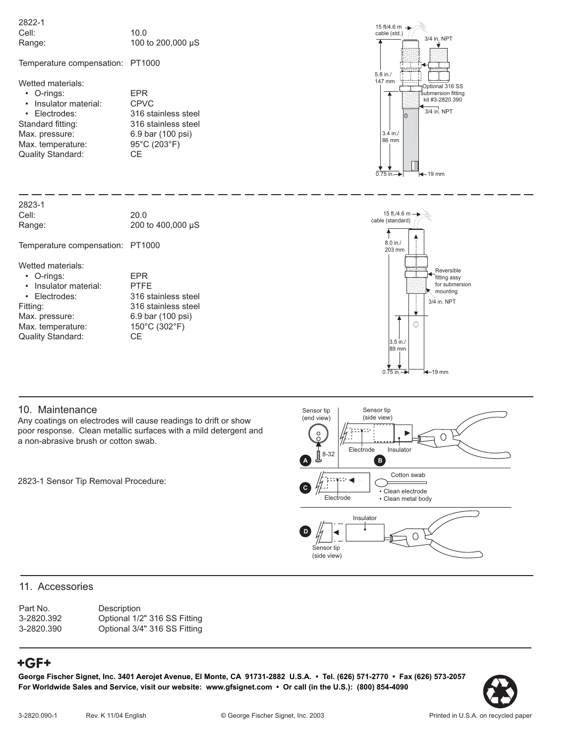2822-1

| | |
|---|---|
| Cell: | 10.0 |
| Range: | 100 to 200,000 µS |
| Temperature compensation: | PT1000 |

Wetted materials:

| | |
|---|---|
| • O-rings: | EPR |
| • Insulator material: | CPVC |
| • Electrodes: | 316 stainless steel |
| Standard fitting: | 316 stainless steel |
| Max. pressure: | 6.9 bar (100 psi) |
| Max. temperature: | 95°C (203°F) |
| Quality Standard: | CE |

15 ft/4.6 m cable (std.)
3/4 in. NPT
5.8 in./ 147 mm
Optional 316 SS submersion fitting kit #3-2820.390
3/4 in. NPT
3.4 in./ 86 mm
0.75 in.
19 mm

2823-1

| | |
|---|---|
| Cell: | 20.0 |
| Range: | 200 to 400,000 µS |
| Temperature compensation: | PT1000 |

Wetted materials:

| | |
|---|---|
| • O-rings: | EPR |
| • Insulator material: | PTFE |
| • Electrodes: | 316 stainless steel |
| Fitting: | 316 stainless steel |
| Max. pressure: | 6.9 bar (100 psi) |
| Max. temperature: | 150°C (302°F) |
| Quality Standard: | CE |

15 ft./4.6 m cable (standard)
8.0 in./ 203 mm
Reversible fitting assy for submersion mounting
3/4 in. NPT
3.5 in./ 89 mm
0.75 in.
19 mm

## 10. Maintenance

Any coatings on electrodes will cause readings to drift or show poor response. Clean metallic surfaces with a mild detergent and a non-abrasive brush or cotton swab.

2823-1 Sensor Tip Removal Procedure:

A: Sensor tip (end view), 8-32
B: Sensor tip (side view), Electrode, Insulator
C: Electrode, Cotton swab
• Clean electrode
• Clean metal body
D: Insulator, Sensor tip (side view)

## 11. Accessories

| Part No. | Description |
|---|---|
| 3-2820.392 | Optional 1/2" 316 SS Fitting |
| 3-2820.390 | Optional 3/4" 316 SS Fitting |

+GF+

**George Fischer Signet, Inc. 3401 Aerojet Avenue, El Monte, CA 91731-2882 U.S.A. • Tel. (626) 571-2770 • Fax (626) 573-2057**
**For Worldwide Sales and Service, visit our website: www.gfsignet.com • Or call (in the U.S.): (800) 854-4090**

3-2820.090-1 Rev. K 11/04 English © George Fischer Signet, Inc. 2003 Printed in U.S.A. on recycled paper